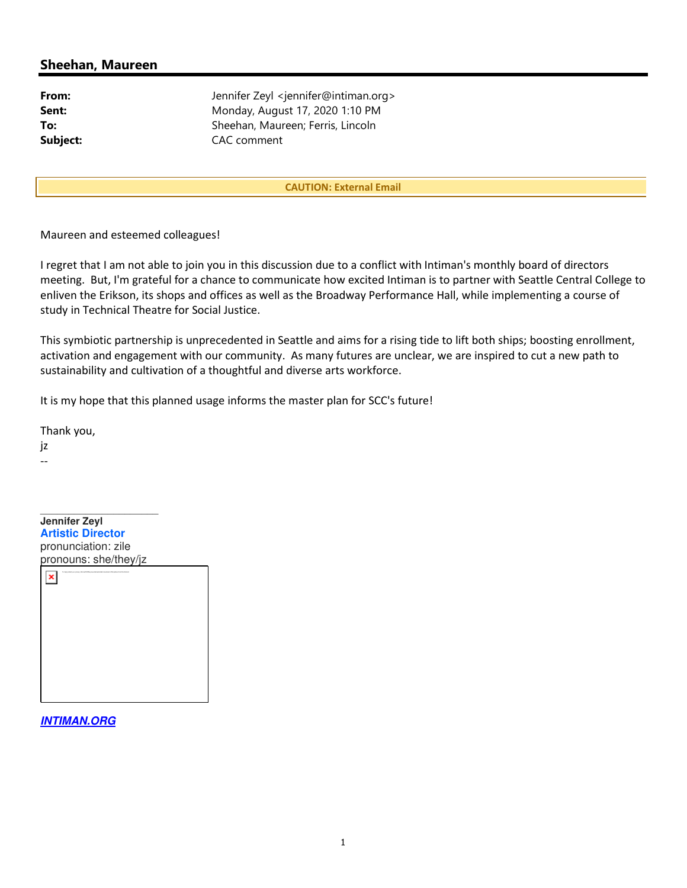## Sheehan, Maureen

| | |
|---|---|
| **From:** | Jennifer Zeyl <jennifer@intiman.org> |
| **Sent:** | Monday, August 17, 2020 1:10 PM |
| **To:** | Sheehan, Maureen; Ferris, Lincoln |
| **Subject:** | CAC comment |

**CAUTION: External Email**

Maureen and esteemed colleagues!

I regret that I am not able to join you in this discussion due to a conflict with Intiman's monthly board of directors meeting. But, I'm grateful for a chance to communicate how excited Intiman is to partner with Seattle Central College to enliven the Erikson, its shops and offices as well as the Broadway Performance Hall, while implementing a course of study in Technical Theatre for Social Justice.

This symbiotic partnership is unprecedented in Seattle and aims for a rising tide to lift both ships; boosting enrollment, activation and engagement with our community. As many futures are unclear, we are inspired to cut a new path to sustainability and cultivation of a thoughtful and diverse arts workforce.

It is my hope that this planned usage informs the master plan for SCC's future!

Thank you,
jz
--

---

**Jennifer Zeyl**
**Artistic Director**
pronunciation: zile
pronouns: she/they/jz

***INTIMAN.ORG***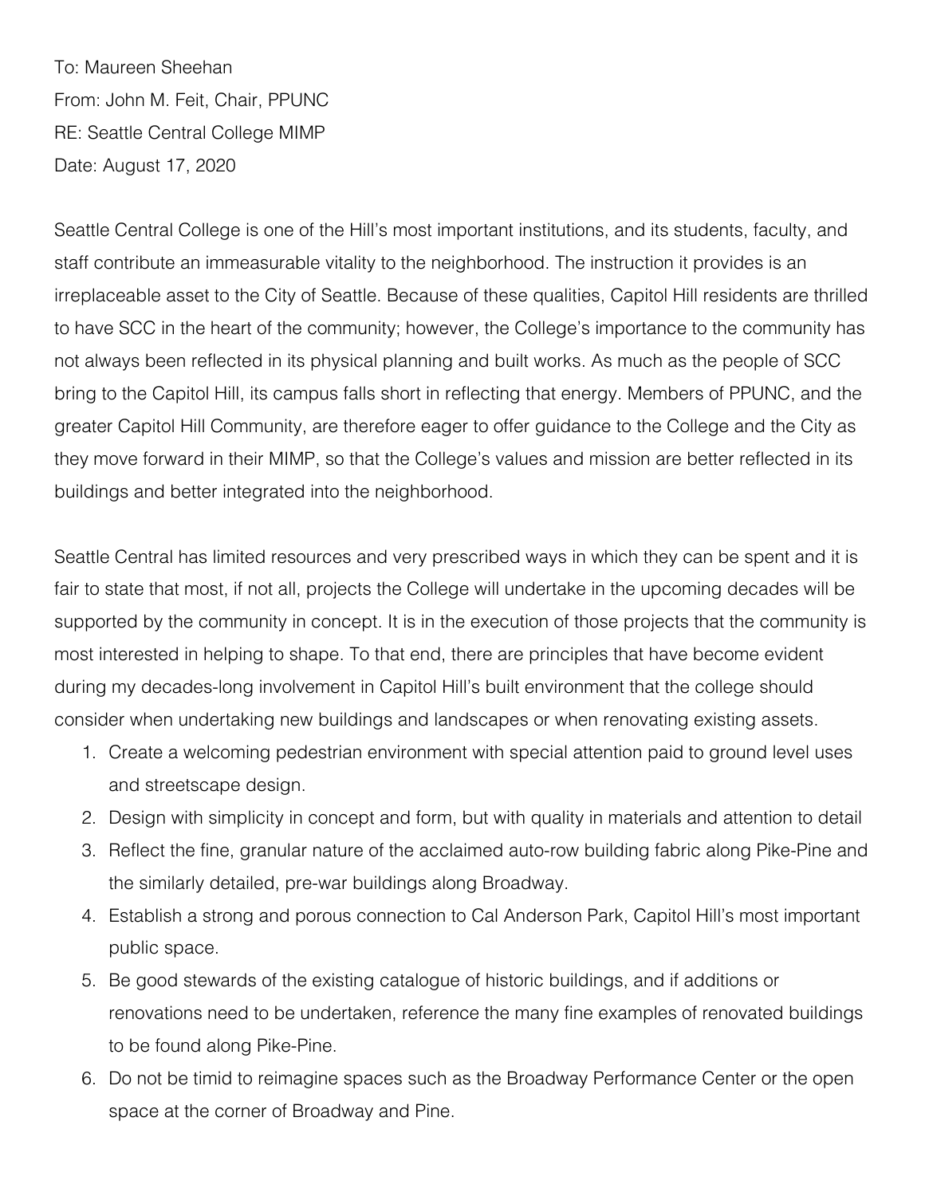To: Maureen Sheehan
From: John M. Feit, Chair, PPUNC
RE: Seattle Central College MIMP
Date: August 17, 2020

Seattle Central College is one of the Hill's most important institutions, and its students, faculty, and staff contribute an immeasurable vitality to the neighborhood. The instruction it provides is an irreplaceable asset to the City of Seattle. Because of these qualities, Capitol Hill residents are thrilled to have SCC in the heart of the community; however, the College's importance to the community has not always been reflected in its physical planning and built works. As much as the people of SCC bring to the Capitol Hill, its campus falls short in reflecting that energy. Members of PPUNC, and the greater Capitol Hill Community, are therefore eager to offer guidance to the College and the City as they move forward in their MIMP, so that the College's values and mission are better reflected in its buildings and better integrated into the neighborhood.

Seattle Central has limited resources and very prescribed ways in which they can be spent and it is fair to state that most, if not all, projects the College will undertake in the upcoming decades will be supported by the community in concept. It is in the execution of those projects that the community is most interested in helping to shape. To that end, there are principles that have become evident during my decades-long involvement in Capitol Hill's built environment that the college should consider when undertaking new buildings and landscapes or when renovating existing assets.

1. Create a welcoming pedestrian environment with special attention paid to ground level uses and streetscape design.
2. Design with simplicity in concept and form, but with quality in materials and attention to detail
3. Reflect the fine, granular nature of the acclaimed auto-row building fabric along Pike-Pine and the similarly detailed, pre-war buildings along Broadway.
4. Establish a strong and porous connection to Cal Anderson Park, Capitol Hill's most important public space.
5. Be good stewards of the existing catalogue of historic buildings, and if additions or renovations need to be undertaken, reference the many fine examples of renovated buildings to be found along Pike-Pine.
6. Do not be timid to reimagine spaces such as the Broadway Performance Center or the open space at the corner of Broadway and Pine.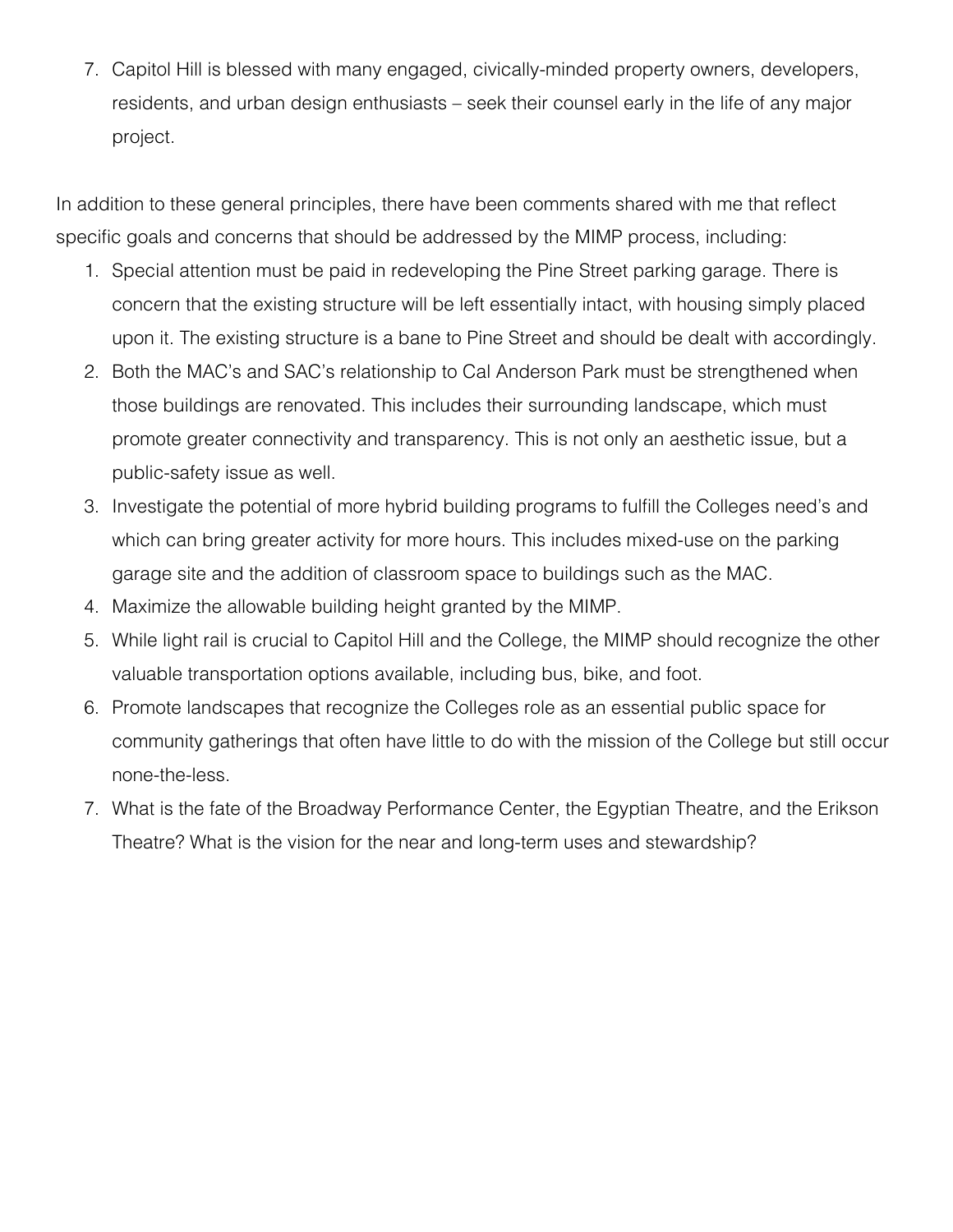7. Capitol Hill is blessed with many engaged, civically-minded property owners, developers, residents, and urban design enthusiasts – seek their counsel early in the life of any major project.

In addition to these general principles, there have been comments shared with me that reflect specific goals and concerns that should be addressed by the MIMP process, including:

1. Special attention must be paid in redeveloping the Pine Street parking garage. There is concern that the existing structure will be left essentially intact, with housing simply placed upon it. The existing structure is a bane to Pine Street and should be dealt with accordingly.
2. Both the MAC's and SAC's relationship to Cal Anderson Park must be strengthened when those buildings are renovated. This includes their surrounding landscape, which must promote greater connectivity and transparency. This is not only an aesthetic issue, but a public-safety issue as well.
3. Investigate the potential of more hybrid building programs to fulfill the Colleges need's and which can bring greater activity for more hours. This includes mixed-use on the parking garage site and the addition of classroom space to buildings such as the MAC.
4. Maximize the allowable building height granted by the MIMP.
5. While light rail is crucial to Capitol Hill and the College, the MIMP should recognize the other valuable transportation options available, including bus, bike, and foot.
6. Promote landscapes that recognize the Colleges role as an essential public space for community gatherings that often have little to do with the mission of the College but still occur none-the-less.
7. What is the fate of the Broadway Performance Center, the Egyptian Theatre, and the Erikson Theatre? What is the vision for the near and long-term uses and stewardship?